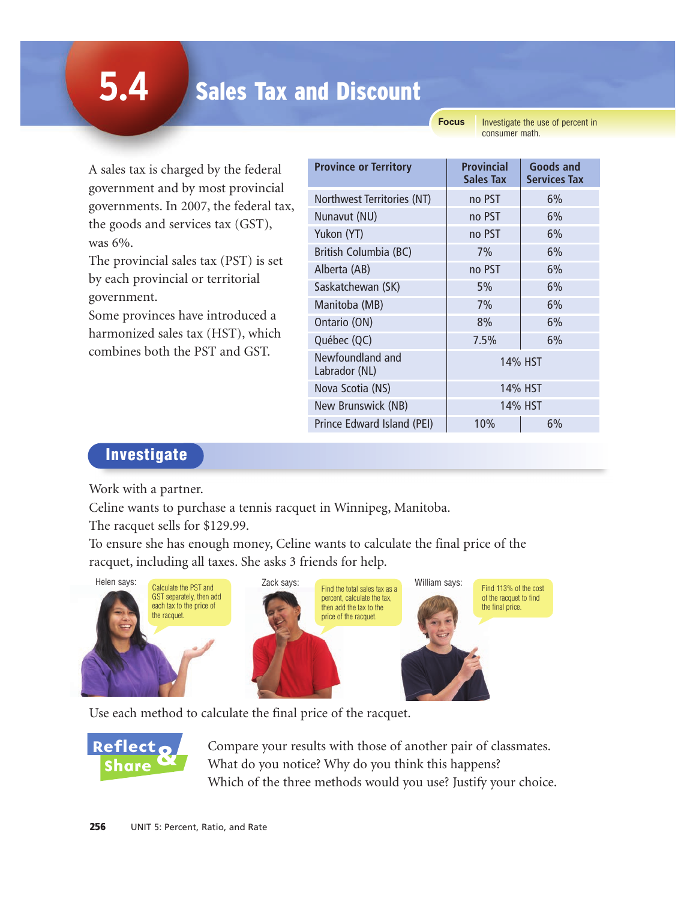# 5.4 Sales Tax and Discount

**Focus** Investigate the use of percent in consumer math.

A sales tax is charged by the federal government and by most provincial governments. In 2007, the federal tax, the goods and services tax (GST), was 6%.

The provincial sales tax (PST) is set by each provincial or territorial government.

Some provinces have introduced a harmonized sales tax (HST), which combines both the PST and GST.

| Province or Territory | Provincial Sales Tax | Goods and Services Tax |
|---|---|---|
| Northwest Territories (NT) | no PST | 6% |
| Nunavut (NU) | no PST | 6% |
| Yukon (YT) | no PST | 6% |
| British Columbia (BC) | 7% | 6% |
| Alberta (AB) | no PST | 6% |
| Saskatchewan (SK) | 5% | 6% |
| Manitoba (MB) | 7% | 6% |
| Ontario (ON) | 8% | 6% |
| Québec (QC) | 7.5% | 6% |
| Newfoundland and Labrador (NL) | 14% HST | |
| Nova Scotia (NS) | 14% HST | |
| New Brunswick (NB) | 14% HST | |
| Prince Edward Island (PEI) | 10% | 6% |

## Investigate

Work with a partner.

Celine wants to purchase a tennis racquet in Winnipeg, Manitoba.

The racquet sells for $129.99.

To ensure she has enough money, Celine wants to calculate the final price of the racquet, including all taxes. She asks 3 friends for help.

Helen says: Calculate the PST and GST separately, then add each tax to the price of the racquet.

Zack says: Find the total sales tax as a percent, calculate the tax, then add the tax to the price of the racquet.

William says: Find 113% of the cost of the racquet to find the final price.

Use each method to calculate the final price of the racquet.

### Reflect & Share

Compare your results with those of another pair of classmates.

What do you notice? Why do you think this happens?

Which of the three methods would you use? Justify your choice.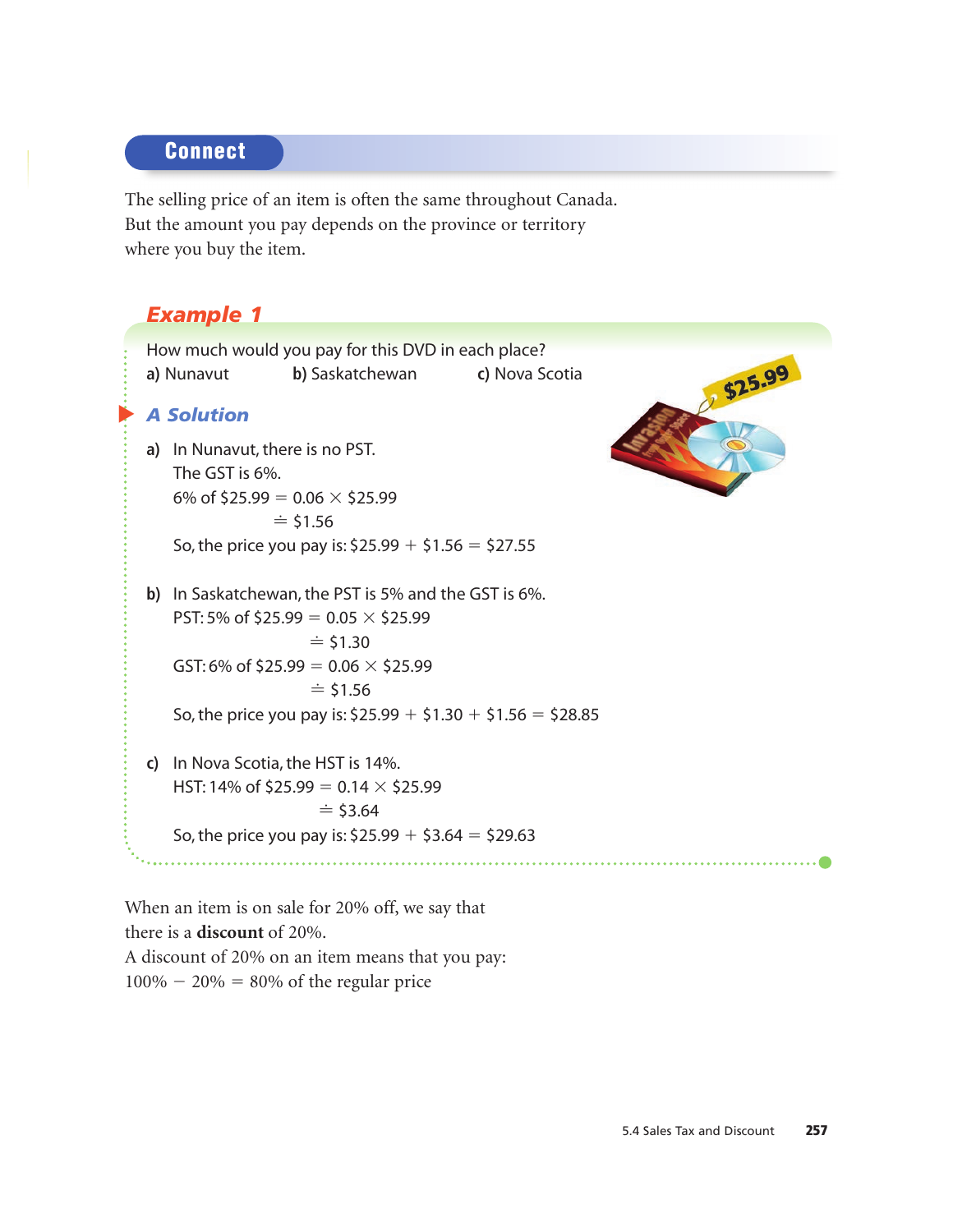## Connect

The selling price of an item is often the same throughout Canada. But the amount you pay depends on the province or territory where you buy the item.

### Example 1

How much would you pay for this DVD in each place?

**a)** Nunavut **b)** Saskatchewan **c)** Nova Scotia

#### A Solution

**a)** In Nunavut, there is no PST.
The GST is 6%.
6% of \$25.99 $= 0.06 \times \$25.99$
$\doteq \$1.56$
So, the price you pay is: \$25.99 + \$1.56 = \$27.55

**b)** In Saskatchewan, the PST is 5% and the GST is 6%.
PST: 5% of \$25.99 $= 0.05 \times \$25.99$
$\doteq \$1.30$
GST: 6% of \$25.99 $= 0.06 \times \$25.99$
$\doteq \$1.56$
So, the price you pay is: \$25.99 + \$1.30 + \$1.56 = \$28.85

**c)** In Nova Scotia, the HST is 14%.
HST: 14% of \$25.99 $= 0.14 \times \$25.99$
$\doteq \$3.64$
So, the price you pay is: \$25.99 + \$3.64 = \$29.63

When an item is on sale for 20% off, we say that there is a **discount** of 20%.
A discount of 20% on an item means that you pay:
100% − 20% = 80% of the regular price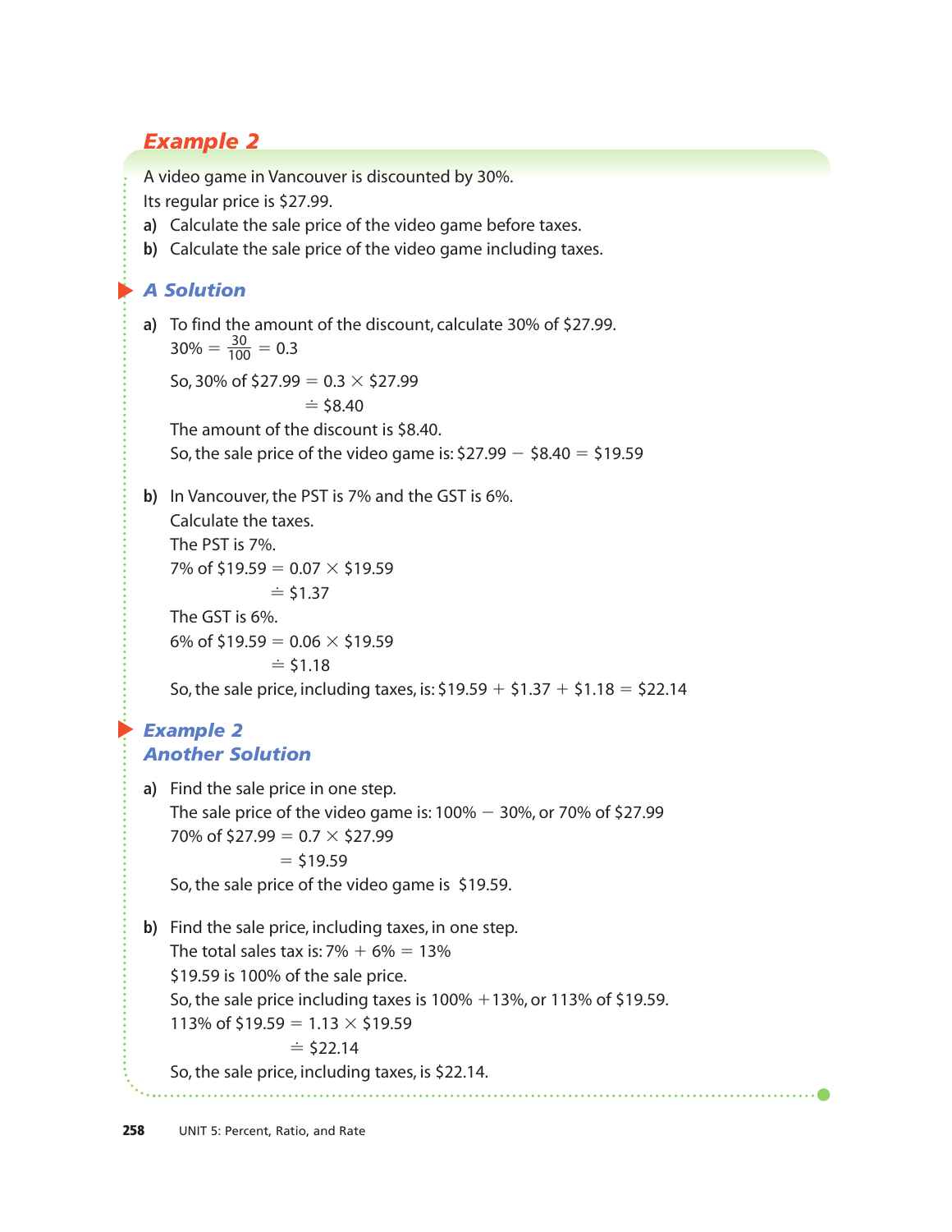## Example 2

A video game in Vancouver is discounted by 30%.
Its regular price is \$27.99.

a) Calculate the sale price of the video game before taxes.
b) Calculate the sale price of the video game including taxes.

### A Solution

a) To find the amount of the discount, calculate 30% of \$27.99.

$30\% = \frac{30}{100} = 0.3$

So, 30% of \$27.99 $= 0.3 \times \$27.99$
$\doteq \$8.40$

The amount of the discount is \$8.40.
So, the sale price of the video game is: $\$27.99 - \$8.40 = \$19.59$

b) In Vancouver, the PST is 7% and the GST is 6%.
Calculate the taxes.
The PST is 7%.

7% of \$19.59 $= 0.07 \times \$19.59$
$\doteq \$1.37$

The GST is 6%.

6% of \$19.59 $= 0.06 \times \$19.59$
$\doteq \$1.18$

So, the sale price, including taxes, is: $\$19.59 + \$1.37 + \$1.18 = \$22.14$

### Example 2 Another Solution

a) Find the sale price in one step.
The sale price of the video game is: $100\% - 30\%$, or 70% of \$27.99

70% of \$27.99 $= 0.7 \times \$27.99$
$= \$19.59$

So, the sale price of the video game is \$19.59.

b) Find the sale price, including taxes, in one step.
The total sales tax is: $7\% + 6\% = 13\%$
\$19.59 is 100% of the sale price.
So, the sale price including taxes is $100\% + 13\%$, or 113% of \$19.59.

113% of \$19.59 $= 1.13 \times \$19.59$
$\doteq \$22.14$

So, the sale price, including taxes, is \$22.14.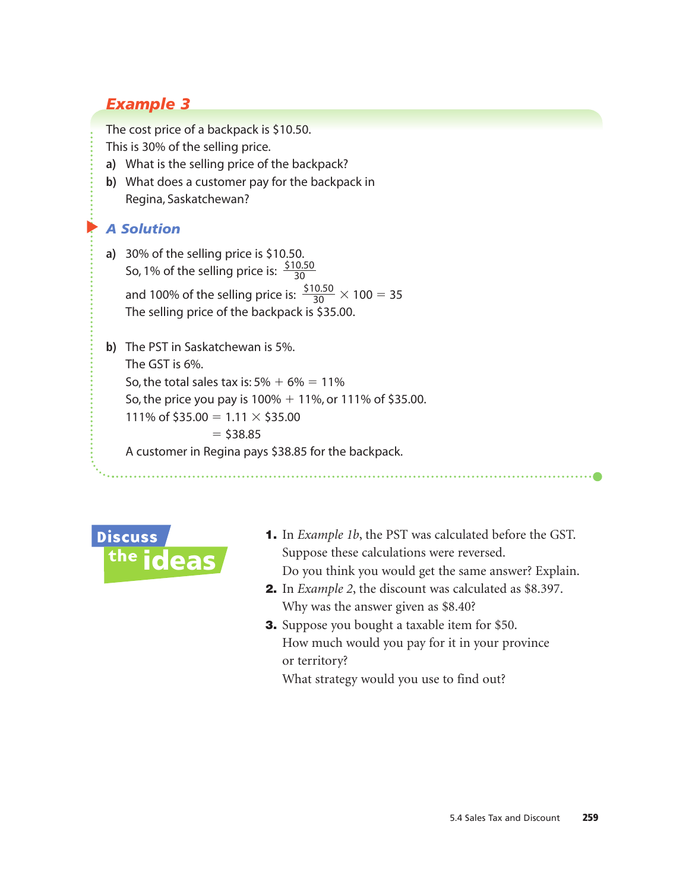## Example 3

The cost price of a backpack is $10.50.
This is 30% of the selling price.

**a)** What is the selling price of the backpack?

**b)** What does a customer pay for the backpack in Regina, Saskatchewan?

### *A Solution*

**a)** 30% of the selling price is $10.50.

So, 1% of the selling price is: $\frac{\$10.50}{30}$

and 100% of the selling price is: $\frac{\$10.50}{30} \times 100 = 35$

The selling price of the backpack is $35.00.

**b)** The PST in Saskatchewan is 5%.

The GST is 6%.

So, the total sales tax is: $5\% + 6\% = 11\%$

So, the price you pay is $100\% + 11\%$, or 111% of $35.00.

$$
\begin{aligned}
111\% \text{ of } \$35.00 &= 1.11 \times \$35.00 \\
&= \$38.85
\end{aligned}
$$

A customer in Regina pays $38.85 for the backpack.

## Discuss the ideas

1. In *Example 1b*, the PST was calculated before the GST. Suppose these calculations were reversed. Do you think you would get the same answer? Explain.
2. In *Example 2*, the discount was calculated as $8.397. Why was the answer given as $8.40?
3. Suppose you bought a taxable item for $50. How much would you pay for it in your province or territory? What strategy would you use to find out?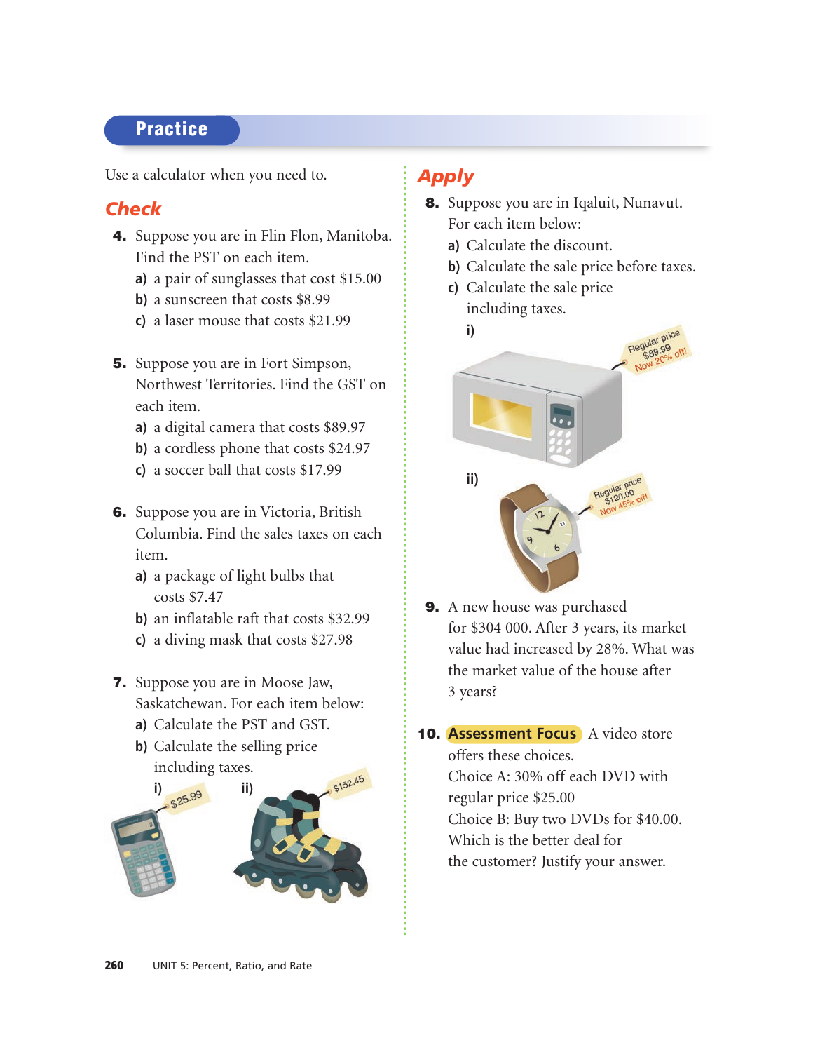## Practice

Use a calculator when you need to.

### Check

**4.** Suppose you are in Flin Flon, Manitoba. Find the PST on each item.

**a)** a pair of sunglasses that cost $15.00

**b)** a sunscreen that costs $8.99

**c)** a laser mouse that costs $21.99

**5.** Suppose you are in Fort Simpson, Northwest Territories. Find the GST on each item.

**a)** a digital camera that costs $89.97

**b)** a cordless phone that costs $24.97

**c)** a soccer ball that costs $17.99

**6.** Suppose you are in Victoria, British Columbia. Find the sales taxes on each item.

**a)** a package of light bulbs that costs $7.47

**b)** an inflatable raft that costs $32.99

**c)** a diving mask that costs $27.98

**7.** Suppose you are in Moose Jaw, Saskatchewan. For each item below:

**a)** Calculate the PST and GST.

**b)** Calculate the selling price including taxes.

**i)** $25.99

**ii)** $152.45

### Apply

**8.** Suppose you are in Iqaluit, Nunavut. For each item below:

**a)** Calculate the discount.

**b)** Calculate the sale price before taxes.

**c)** Calculate the sale price including taxes.

**i)** Regular price $89.99 Now 20% off!

**ii)** Regular price $120.00 Now 45% off!

**9.** A new house was purchased for $304 000. After 3 years, its market value had increased by 28%. What was the market value of the house after 3 years?

**10.** **Assessment Focus** A video store offers these choices.
Choice A: 30% off each DVD with regular price $25.00
Choice B: Buy two DVDs for $40.00.
Which is the better deal for the customer? Justify your answer.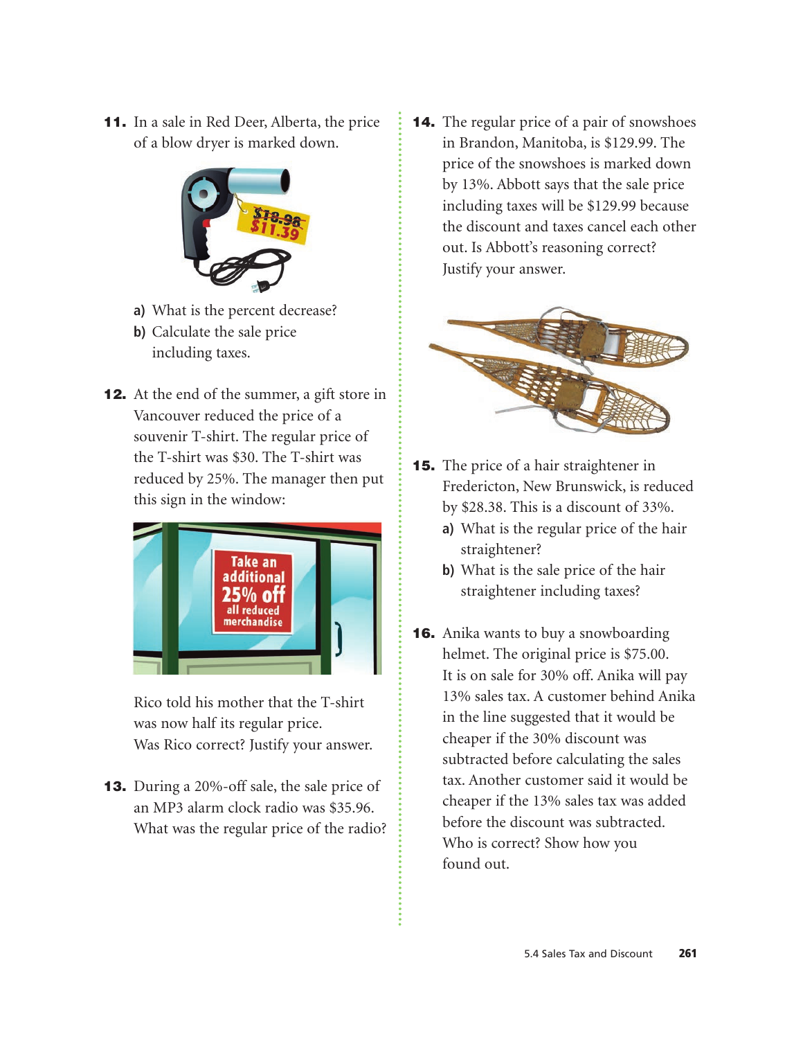**11.** In a sale in Red Deer, Alberta, the price of a blow dryer is marked down.

**a)** What is the percent decrease?

**b)** Calculate the sale price including taxes.

**12.** At the end of the summer, a gift store in Vancouver reduced the price of a souvenir T-shirt. The regular price of the T-shirt was $30. The T-shirt was reduced by 25%. The manager then put this sign in the window:

Rico told his mother that the T-shirt was now half its regular price. Was Rico correct? Justify your answer.

**13.** During a 20%-off sale, the sale price of an MP3 alarm clock radio was $35.96. What was the regular price of the radio?

**14.** The regular price of a pair of snowshoes in Brandon, Manitoba, is $129.99. The price of the snowshoes is marked down by 13%. Abbott says that the sale price including taxes will be $129.99 because the discount and taxes cancel each other out. Is Abbott's reasoning correct? Justify your answer.

**15.** The price of a hair straightener in Fredericton, New Brunswick, is reduced by $28.38. This is a discount of 33%.

**a)** What is the regular price of the hair straightener?

**b)** What is the sale price of the hair straightener including taxes?

**16.** Anika wants to buy a snowboarding helmet. The original price is $75.00. It is on sale for 30% off. Anika will pay 13% sales tax. A customer behind Anika in the line suggested that it would be cheaper if the 30% discount was subtracted before calculating the sales tax. Another customer said it would be cheaper if the 13% sales tax was added before the discount was subtracted. Who is correct? Show how you found out.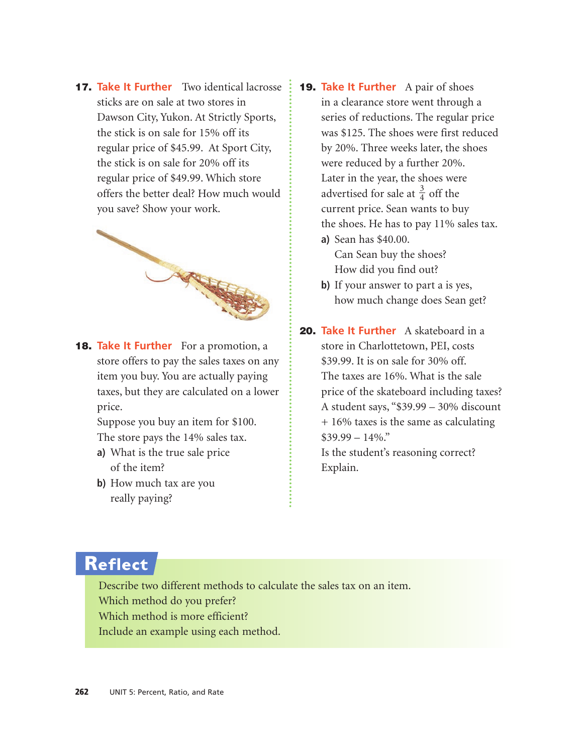**17. Take It Further** Two identical lacrosse sticks are on sale at two stores in Dawson City, Yukon. At Strictly Sports, the stick is on sale for 15% off its regular price of \$45.99. At Sport City, the stick is on sale for 20% off its regular price of \$49.99. Which store offers the better deal? How much would you save? Show your work.

**18. Take It Further** For a promotion, a store offers to pay the sales taxes on any item you buy. You are actually paying taxes, but they are calculated on a lower price.
Suppose you buy an item for \$100.
The store pays the 14% sales tax.

**a)** What is the true sale price of the item?

**b)** How much tax are you really paying?

**19. Take It Further** A pair of shoes in a clearance store went through a series of reductions. The regular price was \$125. The shoes were first reduced by 20%. Three weeks later, the shoes were reduced by a further 20%. Later in the year, the shoes were advertised for sale at $\frac{3}{4}$ off the current price. Sean wants to buy the shoes. He has to pay 11% sales tax.

**a)** Sean has \$40.00.
Can Sean buy the shoes?
How did you find out?

**b)** If your answer to part a is yes, how much change does Sean get?

**20. Take It Further** A skateboard in a store in Charlottetown, PEI, costs \$39.99. It is on sale for 30% off. The taxes are 16%. What is the sale price of the skateboard including taxes?
A student says, "\$39.99 – 30% discount + 16% taxes is the same as calculating \$39.99 – 14%."
Is the student's reasoning correct?
Explain.

## Reflect

Describe two different methods to calculate the sales tax on an item.
Which method do you prefer?
Which method is more efficient?
Include an example using each method.